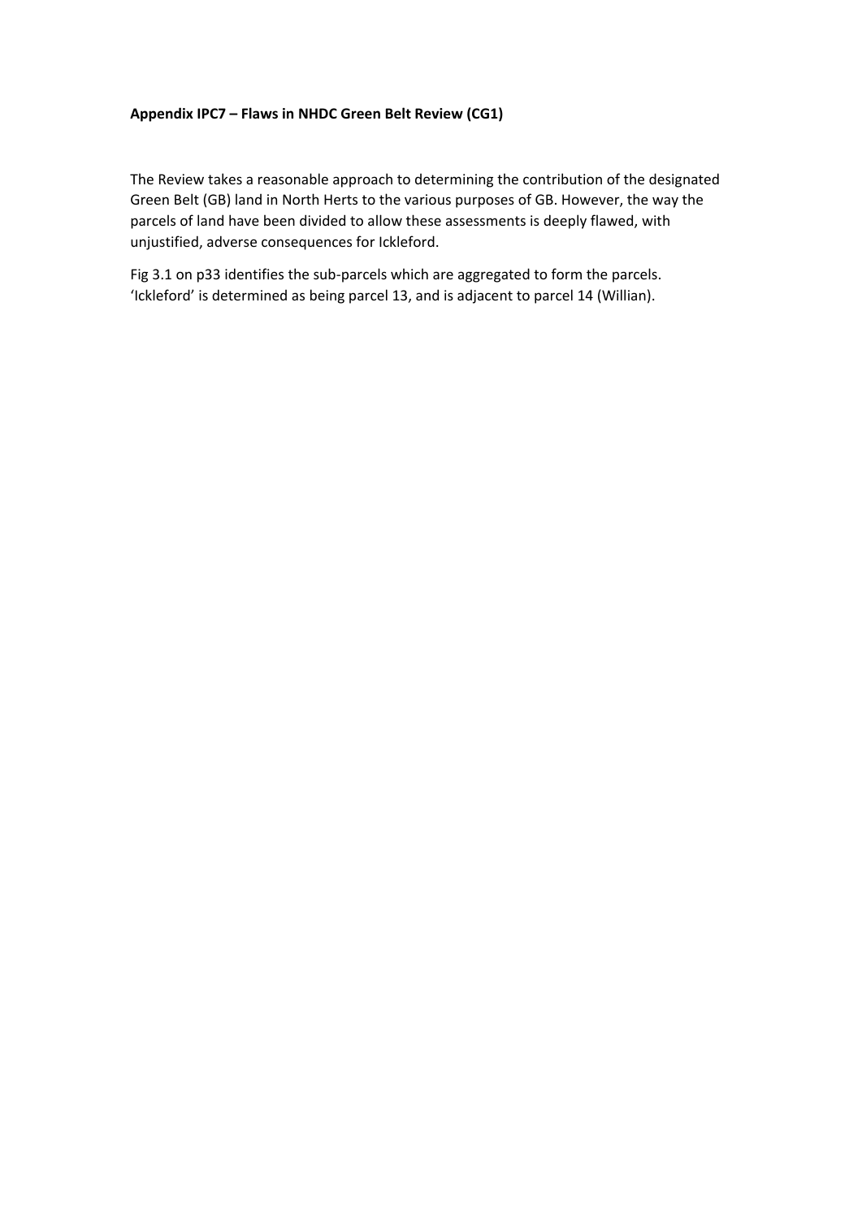**Appendix IPC7 – Flaws in NHDC Green Belt Review (CG1)**

The Review takes a reasonable approach to determining the contribution of the designated Green Belt (GB) land in North Herts to the various purposes of GB. However, the way the parcels of land have been divided to allow these assessments is deeply flawed, with unjustified, adverse consequences for Ickleford.

Fig 3.1 on p33 identifies the sub-parcels which are aggregated to form the parcels. 'Ickleford' is determined as being parcel 13, and is adjacent to parcel 14 (Willian).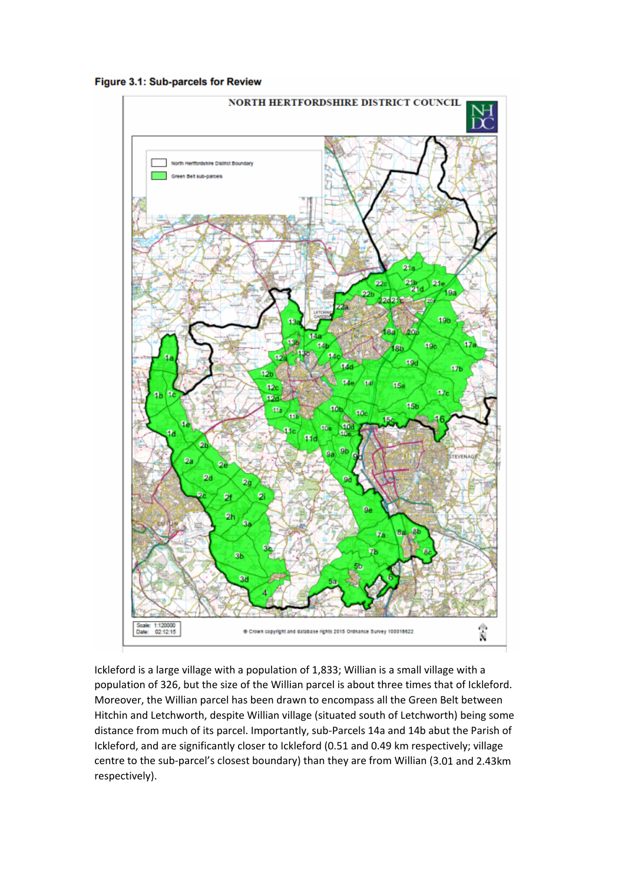**Figure 3.1: Sub-parcels for Review**

Ickleford is a large village with a population of 1,833; Willian is a small village with a population of 326, but the size of the Willian parcel is about three times that of Ickleford. Moreover, the Willian parcel has been drawn to encompass all the Green Belt between Hitchin and Letchworth, despite Willian village (situated south of Letchworth) being some distance from much of its parcel. Importantly, sub-Parcels 14a and 14b abut the Parish of Ickleford, and are significantly closer to Ickleford (0.51 and 0.49 km respectively; village centre to the sub-parcel's closest boundary) than they are from Willian (3.01 and 2.43km respectively).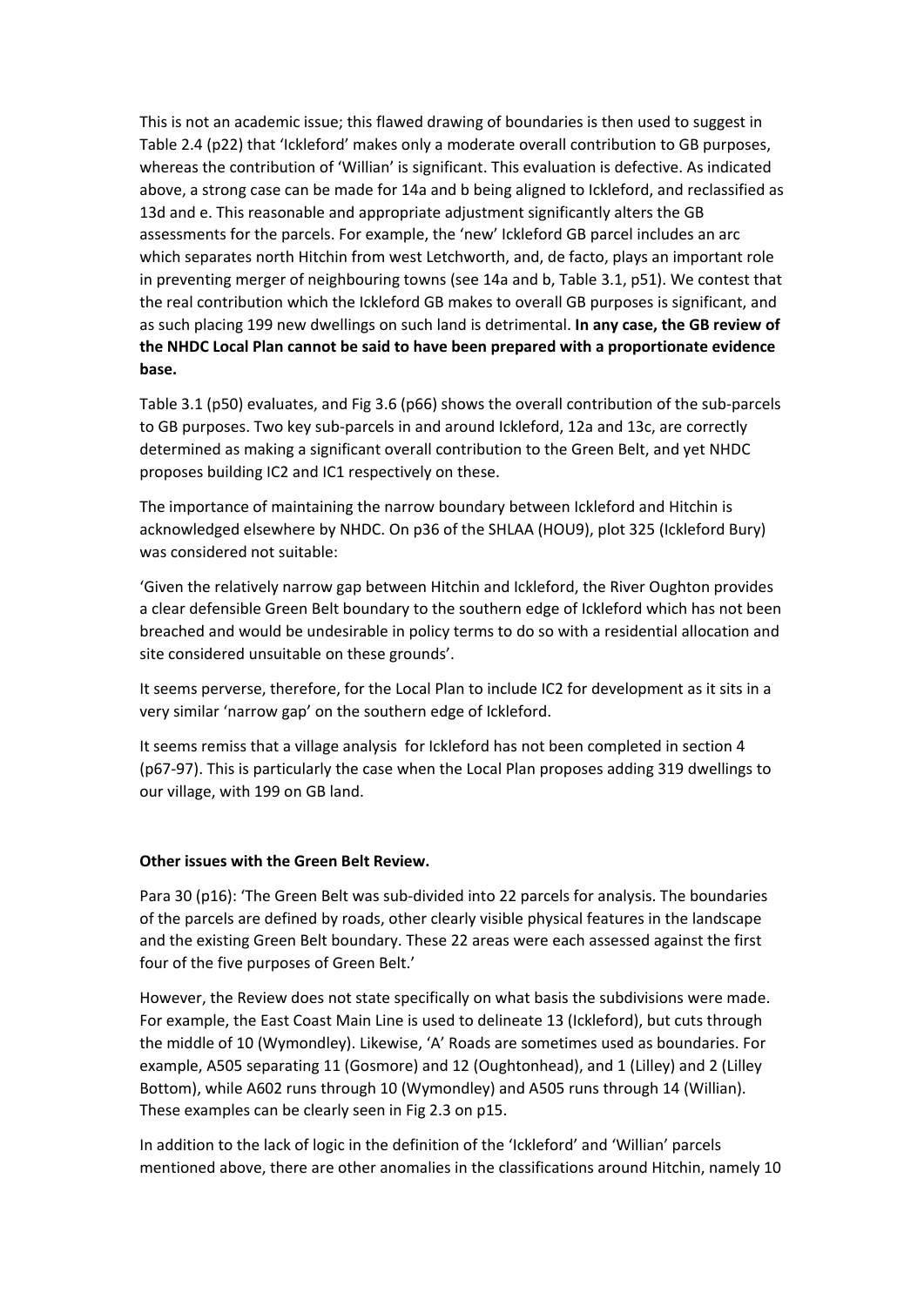This is not an academic issue; this flawed drawing of boundaries is then used to suggest in Table 2.4 (p22) that 'Ickleford' makes only a moderate overall contribution to GB purposes, whereas the contribution of 'Willian' is significant. This evaluation is defective. As indicated above, a strong case can be made for 14a and b being aligned to Ickleford, and reclassified as 13d and e. This reasonable and appropriate adjustment significantly alters the GB assessments for the parcels. For example, the 'new' Ickleford GB parcel includes an arc which separates north Hitchin from west Letchworth, and, de facto, plays an important role in preventing merger of neighbouring towns (see 14a and b, Table 3.1, p51). We contest that the real contribution which the Ickleford GB makes to overall GB purposes is significant, and as such placing 199 new dwellings on such land is detrimental. **In any case, the GB review of the NHDC Local Plan cannot be said to have been prepared with a proportionate evidence base.**

Table 3.1 (p50) evaluates, and Fig 3.6 (p66) shows the overall contribution of the sub-parcels to GB purposes. Two key sub-parcels in and around Ickleford, 12a and 13c, are correctly determined as making a significant overall contribution to the Green Belt, and yet NHDC proposes building IC2 and IC1 respectively on these.

The importance of maintaining the narrow boundary between Ickleford and Hitchin is acknowledged elsewhere by NHDC. On p36 of the SHLAA (HOU9), plot 325 (Ickleford Bury) was considered not suitable:

'Given the relatively narrow gap between Hitchin and Ickleford, the River Oughton provides a clear defensible Green Belt boundary to the southern edge of Ickleford which has not been breached and would be undesirable in policy terms to do so with a residential allocation and site considered unsuitable on these grounds'.

It seems perverse, therefore, for the Local Plan to include IC2 for development as it sits in a very similar 'narrow gap' on the southern edge of Ickleford.

It seems remiss that a village analysis for Ickleford has not been completed in section 4 (p67-97). This is particularly the case when the Local Plan proposes adding 319 dwellings to our village, with 199 on GB land.

**Other issues with the Green Belt Review.**

Para 30 (p16): 'The Green Belt was sub-divided into 22 parcels for analysis. The boundaries of the parcels are defined by roads, other clearly visible physical features in the landscape and the existing Green Belt boundary. These 22 areas were each assessed against the first four of the five purposes of Green Belt.'

However, the Review does not state specifically on what basis the subdivisions were made. For example, the East Coast Main Line is used to delineate 13 (Ickleford), but cuts through the middle of 10 (Wymondley). Likewise, 'A' Roads are sometimes used as boundaries. For example, A505 separating 11 (Gosmore) and 12 (Oughtonhead), and 1 (Lilley) and 2 (Lilley Bottom), while A602 runs through 10 (Wymondley) and A505 runs through 14 (Willian). These examples can be clearly seen in Fig 2.3 on p15.

In addition to the lack of logic in the definition of the 'Ickleford' and 'Willian' parcels mentioned above, there are other anomalies in the classifications around Hitchin, namely 10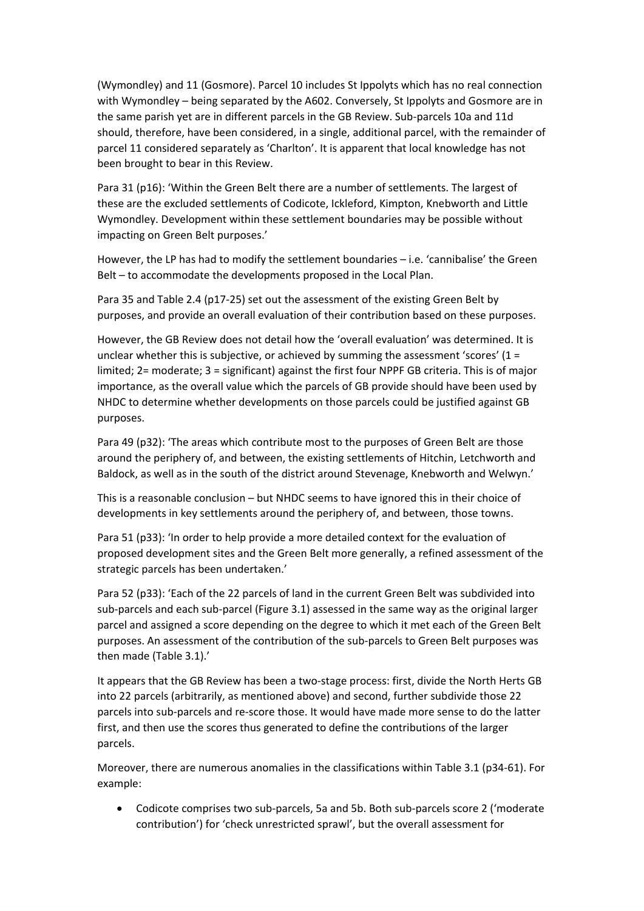(Wymondley) and 11 (Gosmore). Parcel 10 includes St Ippolyts which has no real connection with Wymondley – being separated by the A602. Conversely, St Ippolyts and Gosmore are in the same parish yet are in different parcels in the GB Review. Sub-parcels 10a and 11d should, therefore, have been considered, in a single, additional parcel, with the remainder of parcel 11 considered separately as 'Charlton'. It is apparent that local knowledge has not been brought to bear in this Review.

Para 31 (p16): 'Within the Green Belt there are a number of settlements. The largest of these are the excluded settlements of Codicote, Ickleford, Kimpton, Knebworth and Little Wymondley. Development within these settlement boundaries may be possible without impacting on Green Belt purposes.'

However, the LP has had to modify the settlement boundaries – i.e. 'cannibalise' the Green Belt – to accommodate the developments proposed in the Local Plan.

Para 35 and Table 2.4 (p17-25) set out the assessment of the existing Green Belt by purposes, and provide an overall evaluation of their contribution based on these purposes.

However, the GB Review does not detail how the 'overall evaluation' was determined. It is unclear whether this is subjective, or achieved by summing the assessment 'scores' (1 = limited; 2= moderate; 3 = significant) against the first four NPPF GB criteria. This is of major importance, as the overall value which the parcels of GB provide should have been used by NHDC to determine whether developments on those parcels could be justified against GB purposes.

Para 49 (p32): 'The areas which contribute most to the purposes of Green Belt are those around the periphery of, and between, the existing settlements of Hitchin, Letchworth and Baldock, as well as in the south of the district around Stevenage, Knebworth and Welwyn.'

This is a reasonable conclusion – but NHDC seems to have ignored this in their choice of developments in key settlements around the periphery of, and between, those towns.

Para 51 (p33): 'In order to help provide a more detailed context for the evaluation of proposed development sites and the Green Belt more generally, a refined assessment of the strategic parcels has been undertaken.'

Para 52 (p33): 'Each of the 22 parcels of land in the current Green Belt was subdivided into sub-parcels and each sub-parcel (Figure 3.1) assessed in the same way as the original larger parcel and assigned a score depending on the degree to which it met each of the Green Belt purposes. An assessment of the contribution of the sub-parcels to Green Belt purposes was then made (Table 3.1).'

It appears that the GB Review has been a two-stage process: first, divide the North Herts GB into 22 parcels (arbitrarily, as mentioned above) and second, further subdivide those 22 parcels into sub-parcels and re-score those. It would have made more sense to do the latter first, and then use the scores thus generated to define the contributions of the larger parcels.

Moreover, there are numerous anomalies in the classifications within Table 3.1 (p34-61). For example:

- Codicote comprises two sub-parcels, 5a and 5b. Both sub-parcels score 2 ('moderate contribution') for 'check unrestricted sprawl', but the overall assessment for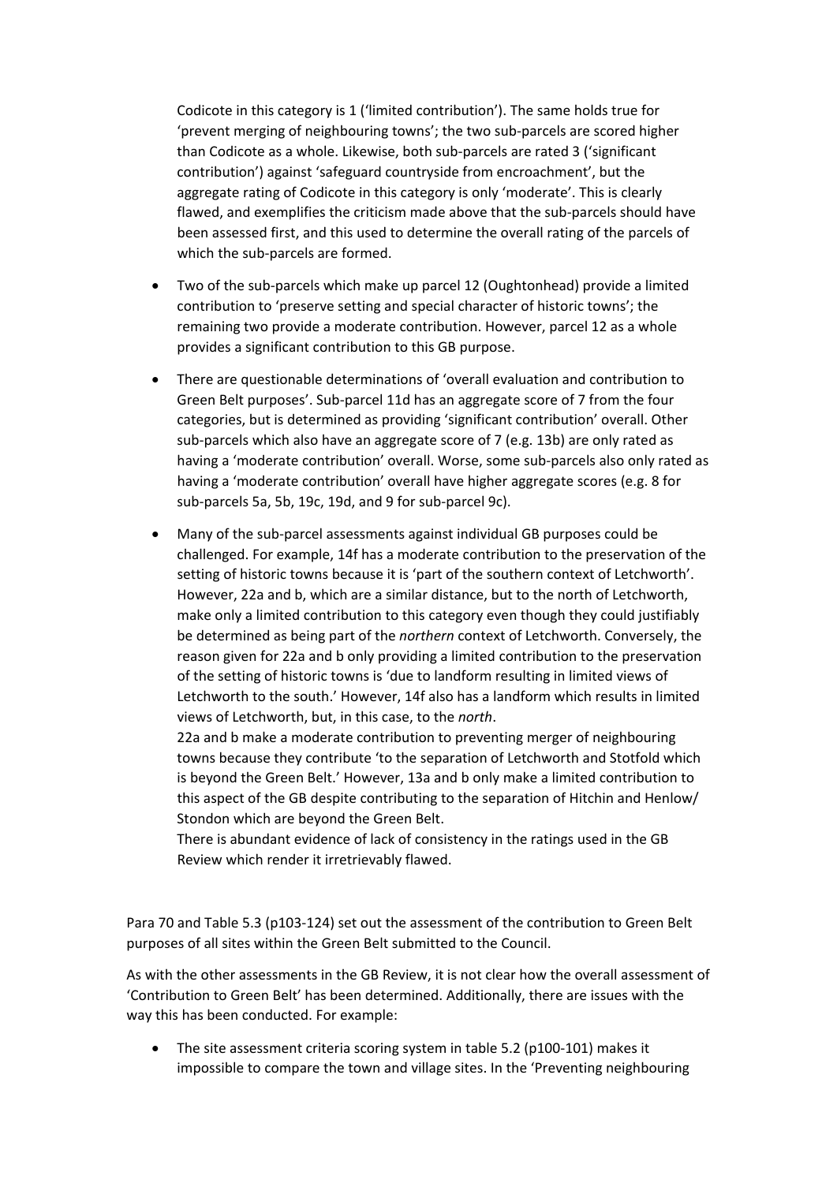Codicote in this category is 1 ('limited contribution'). The same holds true for 'prevent merging of neighbouring towns'; the two sub-parcels are scored higher than Codicote as a whole. Likewise, both sub-parcels are rated 3 ('significant contribution') against 'safeguard countryside from encroachment', but the aggregate rating of Codicote in this category is only 'moderate'. This is clearly flawed, and exemplifies the criticism made above that the sub-parcels should have been assessed first, and this used to determine the overall rating of the parcels of which the sub-parcels are formed.

- Two of the sub-parcels which make up parcel 12 (Oughtonhead) provide a limited contribution to 'preserve setting and special character of historic towns'; the remaining two provide a moderate contribution. However, parcel 12 as a whole provides a significant contribution to this GB purpose.

- There are questionable determinations of 'overall evaluation and contribution to Green Belt purposes'. Sub-parcel 11d has an aggregate score of 7 from the four categories, but is determined as providing 'significant contribution' overall. Other sub-parcels which also have an aggregate score of 7 (e.g. 13b) are only rated as having a 'moderate contribution' overall. Worse, some sub-parcels also only rated as having a 'moderate contribution' overall have higher aggregate scores (e.g. 8 for sub-parcels 5a, 5b, 19c, 19d, and 9 for sub-parcel 9c).

- Many of the sub-parcel assessments against individual GB purposes could be challenged. For example, 14f has a moderate contribution to the preservation of the setting of historic towns because it is 'part of the southern context of Letchworth'. However, 22a and b, which are a similar distance, but to the north of Letchworth, make only a limited contribution to this category even though they could justifiably be determined as being part of the *northern* context of Letchworth. Conversely, the reason given for 22a and b only providing a limited contribution to the preservation of the setting of historic towns is 'due to landform resulting in limited views of Letchworth to the south.' However, 14f also has a landform which results in limited views of Letchworth, but, in this case, to the *north*.

  22a and b make a moderate contribution to preventing merger of neighbouring towns because they contribute 'to the separation of Letchworth and Stotfold which is beyond the Green Belt.' However, 13a and b only make a limited contribution to this aspect of the GB despite contributing to the separation of Hitchin and Henlow/ Stondon which are beyond the Green Belt.

  There is abundant evidence of lack of consistency in the ratings used in the GB Review which render it irretrievably flawed.

Para 70 and Table 5.3 (p103-124) set out the assessment of the contribution to Green Belt purposes of all sites within the Green Belt submitted to the Council.

As with the other assessments in the GB Review, it is not clear how the overall assessment of 'Contribution to Green Belt' has been determined. Additionally, there are issues with the way this has been conducted. For example:

- The site assessment criteria scoring system in table 5.2 (p100-101) makes it impossible to compare the town and village sites. In the 'Preventing neighbouring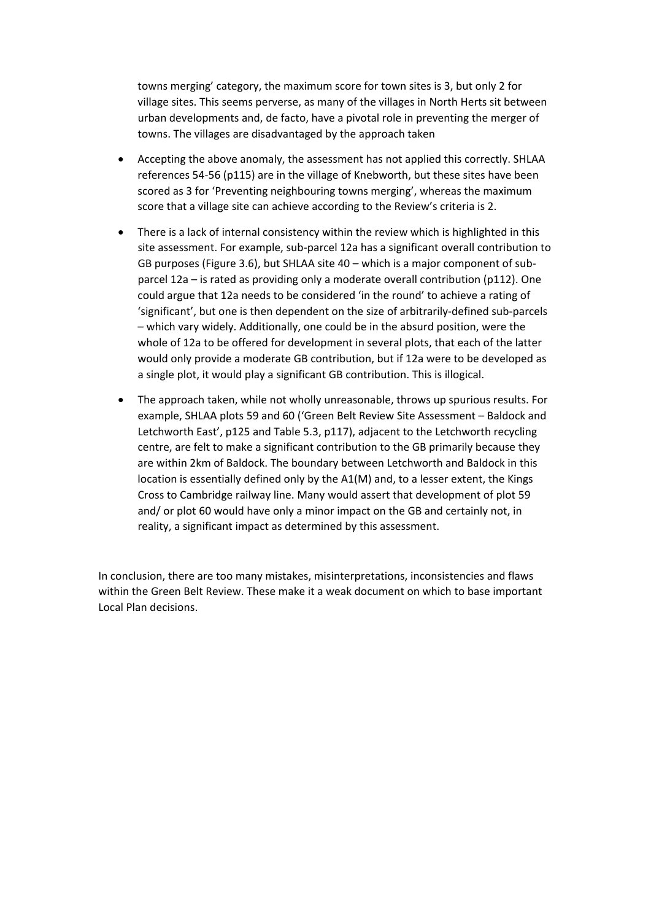towns merging' category, the maximum score for town sites is 3, but only 2 for village sites. This seems perverse, as many of the villages in North Herts sit between urban developments and, de facto, have a pivotal role in preventing the merger of towns. The villages are disadvantaged by the approach taken

- Accepting the above anomaly, the assessment has not applied this correctly. SHLAA references 54-56 (p115) are in the village of Knebworth, but these sites have been scored as 3 for 'Preventing neighbouring towns merging', whereas the maximum score that a village site can achieve according to the Review's criteria is 2.
- There is a lack of internal consistency within the review which is highlighted in this site assessment. For example, sub-parcel 12a has a significant overall contribution to GB purposes (Figure 3.6), but SHLAA site 40 – which is a major component of sub-parcel 12a – is rated as providing only a moderate overall contribution (p112). One could argue that 12a needs to be considered 'in the round' to achieve a rating of 'significant', but one is then dependent on the size of arbitrarily-defined sub-parcels – which vary widely. Additionally, one could be in the absurd position, were the whole of 12a to be offered for development in several plots, that each of the latter would only provide a moderate GB contribution, but if 12a were to be developed as a single plot, it would play a significant GB contribution. This is illogical.
- The approach taken, while not wholly unreasonable, throws up spurious results. For example, SHLAA plots 59 and 60 ('Green Belt Review Site Assessment – Baldock and Letchworth East', p125 and Table 5.3, p117), adjacent to the Letchworth recycling centre, are felt to make a significant contribution to the GB primarily because they are within 2km of Baldock. The boundary between Letchworth and Baldock in this location is essentially defined only by the A1(M) and, to a lesser extent, the Kings Cross to Cambridge railway line. Many would assert that development of plot 59 and/ or plot 60 would have only a minor impact on the GB and certainly not, in reality, a significant impact as determined by this assessment.

In conclusion, there are too many mistakes, misinterpretations, inconsistencies and flaws within the Green Belt Review. These make it a weak document on which to base important Local Plan decisions.